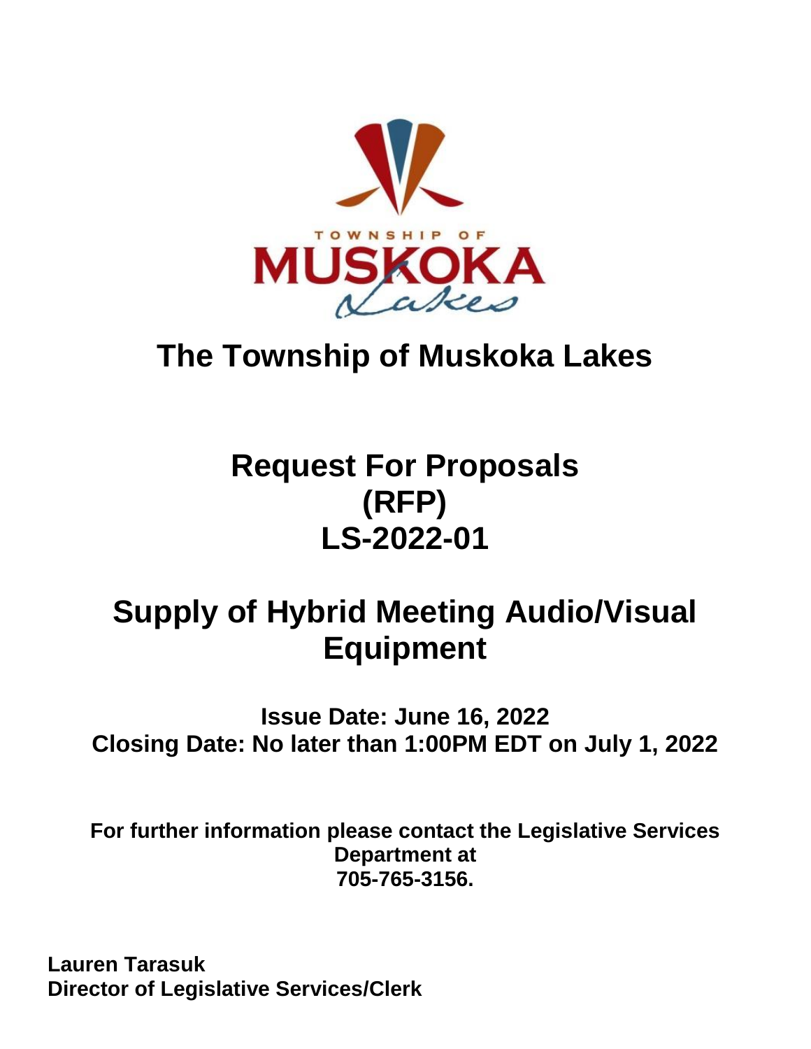# The Township of Muskoka Lakes

# Request For Proposals (RFP) LS-2022-01

# Supply of Hybrid Meeting Audio/Visual Equipment

**Issue Date: June 16, 2022**
**Closing Date: No later than 1:00PM EDT on July 1, 2022**

**For further information please contact the Legislative Services Department at 705-765-3156.**

**Lauren Tarasuk**
**Director of Legislative Services/Clerk**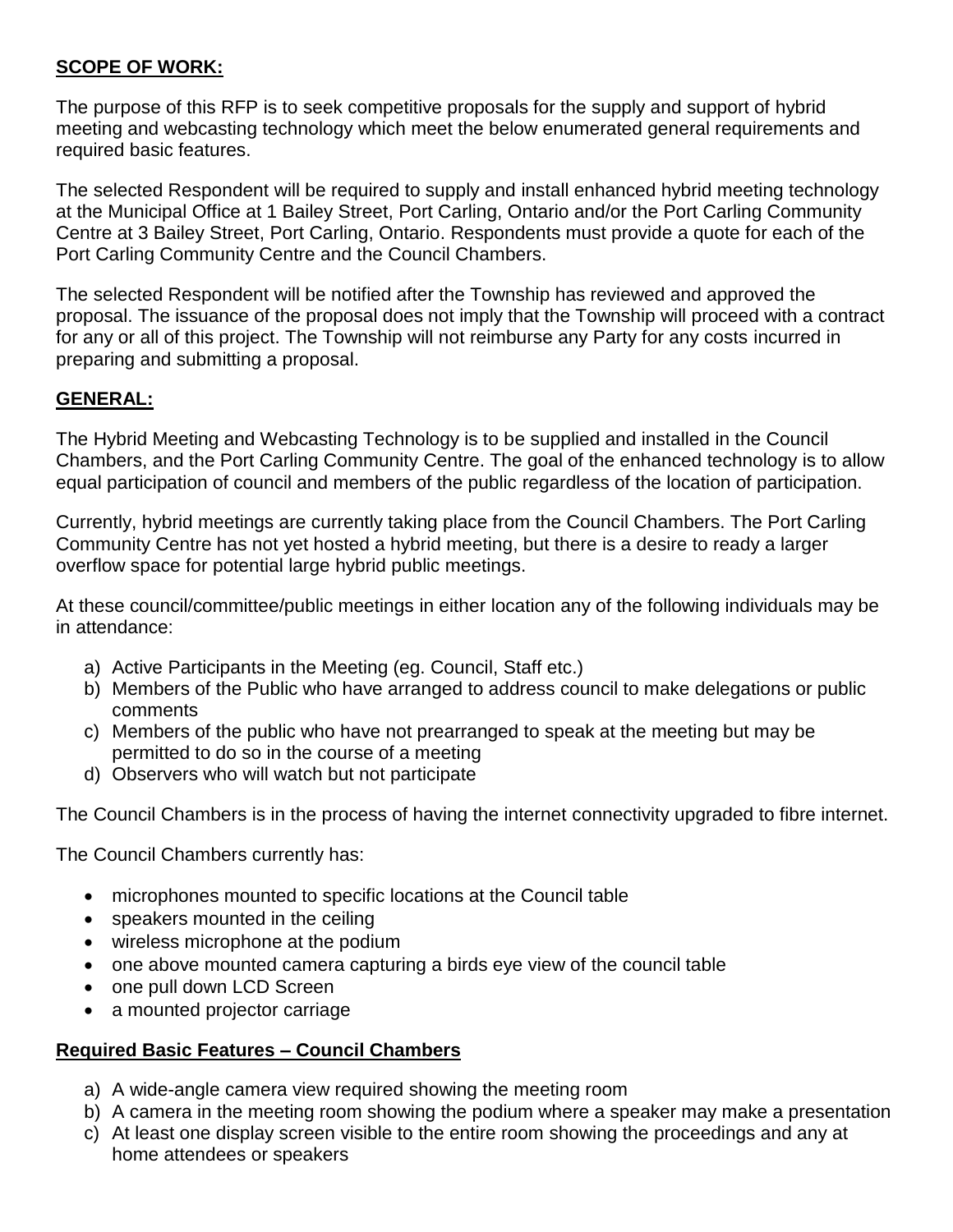**SCOPE OF WORK:**

The purpose of this RFP is to seek competitive proposals for the supply and support of hybrid meeting and webcasting technology which meet the below enumerated general requirements and required basic features.

The selected Respondent will be required to supply and install enhanced hybrid meeting technology at the Municipal Office at 1 Bailey Street, Port Carling, Ontario and/or the Port Carling Community Centre at 3 Bailey Street, Port Carling, Ontario. Respondents must provide a quote for each of the Port Carling Community Centre and the Council Chambers.

The selected Respondent will be notified after the Township has reviewed and approved the proposal. The issuance of the proposal does not imply that the Township will proceed with a contract for any or all of this project. The Township will not reimburse any Party for any costs incurred in preparing and submitting a proposal.

**GENERAL:**

The Hybrid Meeting and Webcasting Technology is to be supplied and installed in the Council Chambers, and the Port Carling Community Centre. The goal of the enhanced technology is to allow equal participation of council and members of the public regardless of the location of participation.

Currently, hybrid meetings are currently taking place from the Council Chambers. The Port Carling Community Centre has not yet hosted a hybrid meeting, but there is a desire to ready a larger overflow space for potential large hybrid public meetings.

At these council/committee/public meetings in either location any of the following individuals may be in attendance:

a) Active Participants in the Meeting (eg. Council, Staff etc.)
b) Members of the Public who have arranged to address council to make delegations or public comments
c) Members of the public who have not prearranged to speak at the meeting but may be permitted to do so in the course of a meeting
d) Observers who will watch but not participate

The Council Chambers is in the process of having the internet connectivity upgraded to fibre internet.

The Council Chambers currently has:

- microphones mounted to specific locations at the Council table
- speakers mounted in the ceiling
- wireless microphone at the podium
- one above mounted camera capturing a birds eye view of the council table
- one pull down LCD Screen
- a mounted projector carriage

**Required Basic Features – Council Chambers**

a) A wide-angle camera view required showing the meeting room
b) A camera in the meeting room showing the podium where a speaker may make a presentation
c) At least one display screen visible to the entire room showing the proceedings and any at home attendees or speakers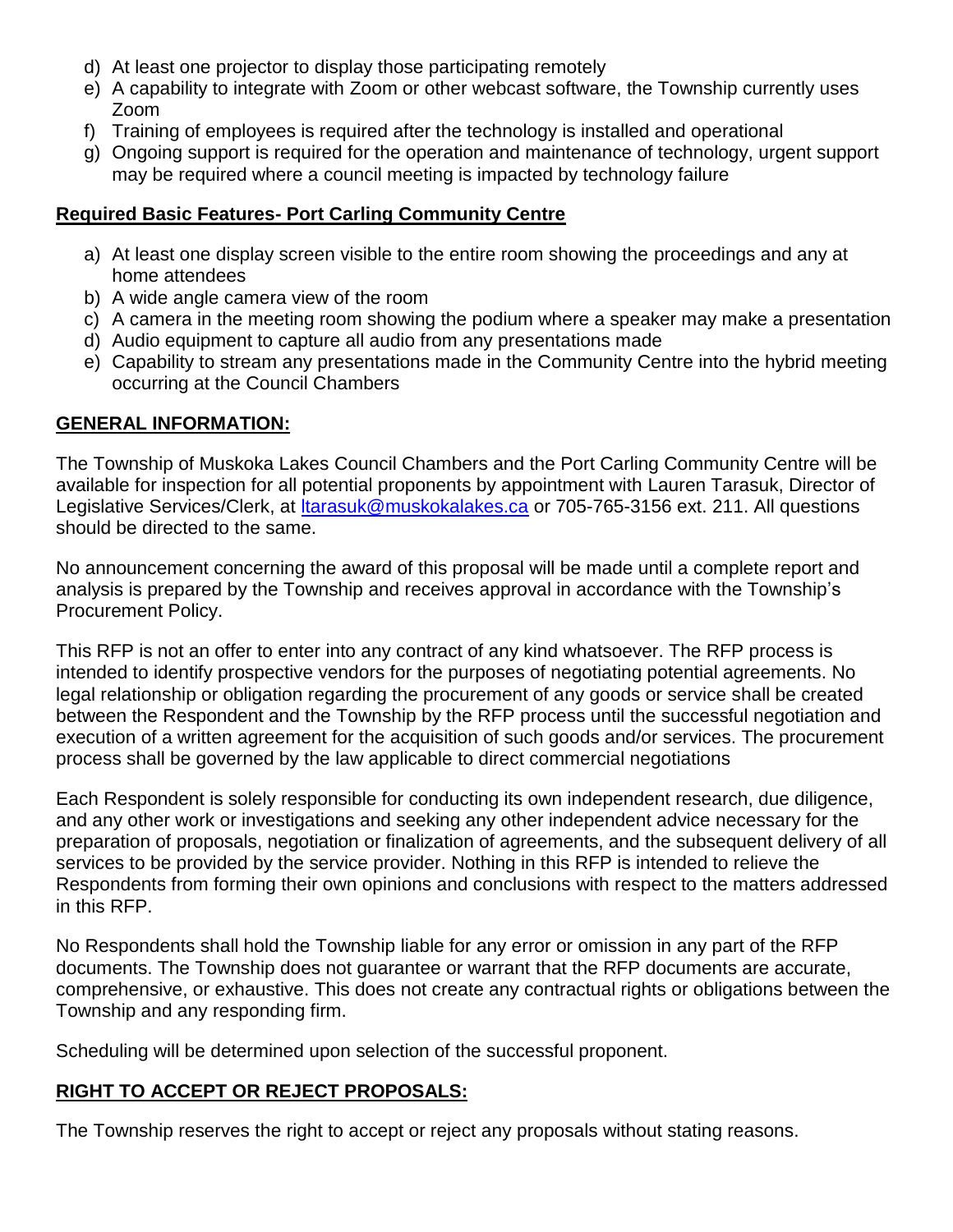d) At least one projector to display those participating remotely
e) A capability to integrate with Zoom or other webcast software, the Township currently uses Zoom
f) Training of employees is required after the technology is installed and operational
g) Ongoing support is required for the operation and maintenance of technology, urgent support may be required where a council meeting is impacted by technology failure

**Required Basic Features- Port Carling Community Centre**

a) At least one display screen visible to the entire room showing the proceedings and any at home attendees
b) A wide angle camera view of the room
c) A camera in the meeting room showing the podium where a speaker may make a presentation
d) Audio equipment to capture all audio from any presentations made
e) Capability to stream any presentations made in the Community Centre into the hybrid meeting occurring at the Council Chambers

**GENERAL INFORMATION:**

The Township of Muskoka Lakes Council Chambers and the Port Carling Community Centre will be available for inspection for all potential proponents by appointment with Lauren Tarasuk, Director of Legislative Services/Clerk, at ltarasuk@muskokalakes.ca or 705-765-3156 ext. 211. All questions should be directed to the same.

No announcement concerning the award of this proposal will be made until a complete report and analysis is prepared by the Township and receives approval in accordance with the Township's Procurement Policy.

This RFP is not an offer to enter into any contract of any kind whatsoever. The RFP process is intended to identify prospective vendors for the purposes of negotiating potential agreements. No legal relationship or obligation regarding the procurement of any goods or service shall be created between the Respondent and the Township by the RFP process until the successful negotiation and execution of a written agreement for the acquisition of such goods and/or services. The procurement process shall be governed by the law applicable to direct commercial negotiations

Each Respondent is solely responsible for conducting its own independent research, due diligence, and any other work or investigations and seeking any other independent advice necessary for the preparation of proposals, negotiation or finalization of agreements, and the subsequent delivery of all services to be provided by the service provider. Nothing in this RFP is intended to relieve the Respondents from forming their own opinions and conclusions with respect to the matters addressed in this RFP.

No Respondents shall hold the Township liable for any error or omission in any part of the RFP documents. The Township does not guarantee or warrant that the RFP documents are accurate, comprehensive, or exhaustive. This does not create any contractual rights or obligations between the Township and any responding firm.

Scheduling will be determined upon selection of the successful proponent.

**RIGHT TO ACCEPT OR REJECT PROPOSALS:**

The Township reserves the right to accept or reject any proposals without stating reasons.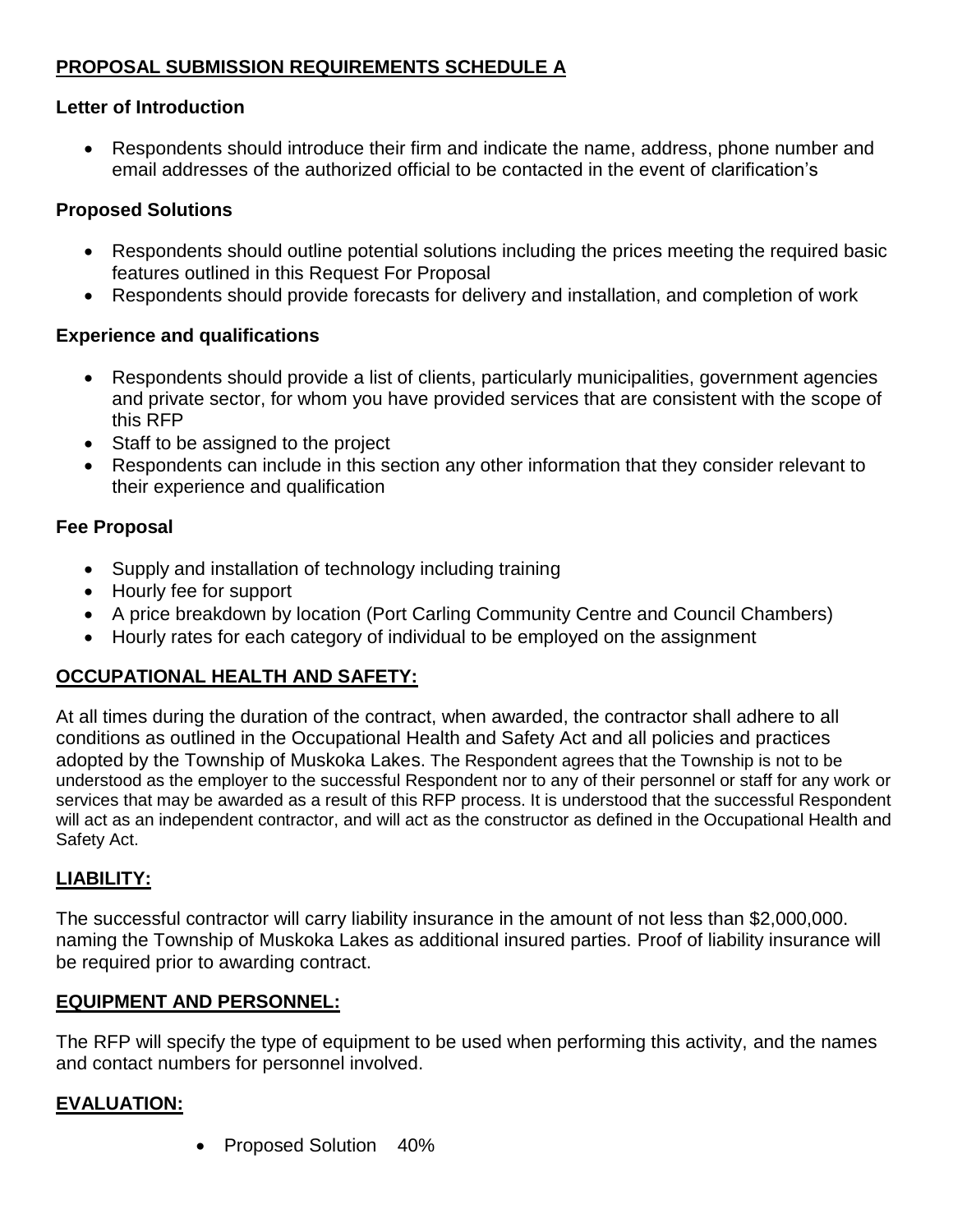## PROPOSAL SUBMISSION REQUIREMENTS SCHEDULE A

### Letter of Introduction

- Respondents should introduce their firm and indicate the name, address, phone number and email addresses of the authorized official to be contacted in the event of clarification's

### Proposed Solutions

- Respondents should outline potential solutions including the prices meeting the required basic features outlined in this Request For Proposal
- Respondents should provide forecasts for delivery and installation, and completion of work

### Experience and qualifications

- Respondents should provide a list of clients, particularly municipalities, government agencies and private sector, for whom you have provided services that are consistent with the scope of this RFP
- Staff to be assigned to the project
- Respondents can include in this section any other information that they consider relevant to their experience and qualification

### Fee Proposal

- Supply and installation of technology including training
- Hourly fee for support
- A price breakdown by location (Port Carling Community Centre and Council Chambers)
- Hourly rates for each category of individual to be employed on the assignment

## OCCUPATIONAL HEALTH AND SAFETY:

At all times during the duration of the contract, when awarded, the contractor shall adhere to all conditions as outlined in the Occupational Health and Safety Act and all policies and practices adopted by the Township of Muskoka Lakes. The Respondent agrees that the Township is not to be understood as the employer to the successful Respondent nor to any of their personnel or staff for any work or services that may be awarded as a result of this RFP process. It is understood that the successful Respondent will act as an independent contractor, and will act as the constructor as defined in the Occupational Health and Safety Act.

## LIABILITY:

The successful contractor will carry liability insurance in the amount of not less than $2,000,000. naming the Township of Muskoka Lakes as additional insured parties. Proof of liability insurance will be required prior to awarding contract.

## EQUIPMENT AND PERSONNEL:

The RFP will specify the type of equipment to be used when performing this activity, and the names and contact numbers for personnel involved.

## EVALUATION:

- Proposed Solution 40%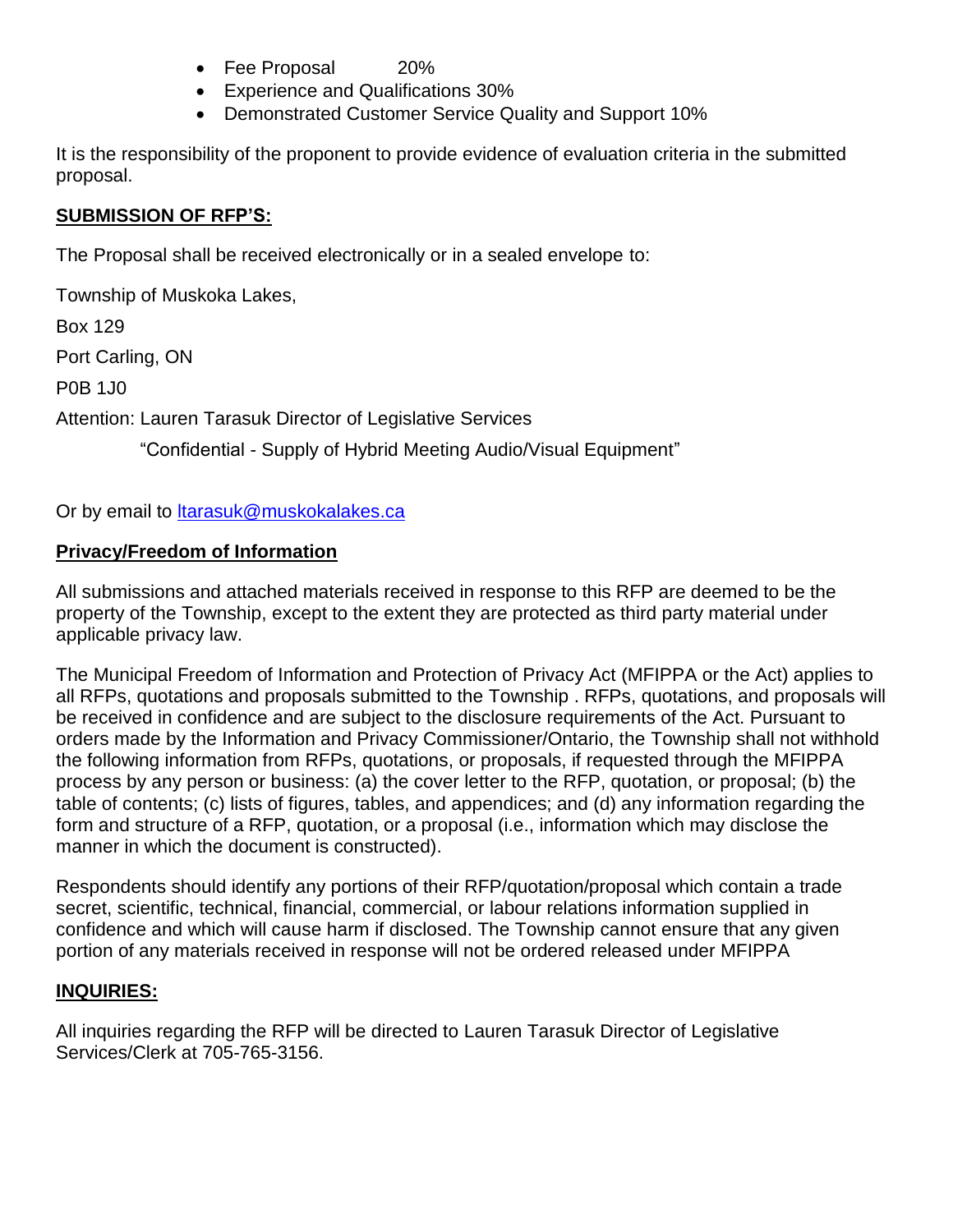- Fee Proposal 20%
- Experience and Qualifications 30%
- Demonstrated Customer Service Quality and Support 10%

It is the responsibility of the proponent to provide evidence of evaluation criteria in the submitted proposal.

**SUBMISSION OF RFP'S:**

The Proposal shall be received electronically or in a sealed envelope to:

Township of Muskoka Lakes,

Box 129

Port Carling, ON

P0B 1J0

Attention: Lauren Tarasuk Director of Legislative Services

"Confidential - Supply of Hybrid Meeting Audio/Visual Equipment"

Or by email to [ltarasuk@muskokalakes.ca](mailto:ltarasuk@muskokalakes.ca)

**Privacy/Freedom of Information**

All submissions and attached materials received in response to this RFP are deemed to be the property of the Township, except to the extent they are protected as third party material under applicable privacy law.

The Municipal Freedom of Information and Protection of Privacy Act (MFIPPA or the Act) applies to all RFPs, quotations and proposals submitted to the Township . RFPs, quotations, and proposals will be received in confidence and are subject to the disclosure requirements of the Act. Pursuant to orders made by the Information and Privacy Commissioner/Ontario, the Township shall not withhold the following information from RFPs, quotations, or proposals, if requested through the MFIPPA process by any person or business: (a) the cover letter to the RFP, quotation, or proposal; (b) the table of contents; (c) lists of figures, tables, and appendices; and (d) any information regarding the form and structure of a RFP, quotation, or a proposal (i.e., information which may disclose the manner in which the document is constructed).

Respondents should identify any portions of their RFP/quotation/proposal which contain a trade secret, scientific, technical, financial, commercial, or labour relations information supplied in confidence and which will cause harm if disclosed. The Township cannot ensure that any given portion of any materials received in response will not be ordered released under MFIPPA

**INQUIRIES:**

All inquiries regarding the RFP will be directed to Lauren Tarasuk Director of Legislative Services/Clerk at 705-765-3156.